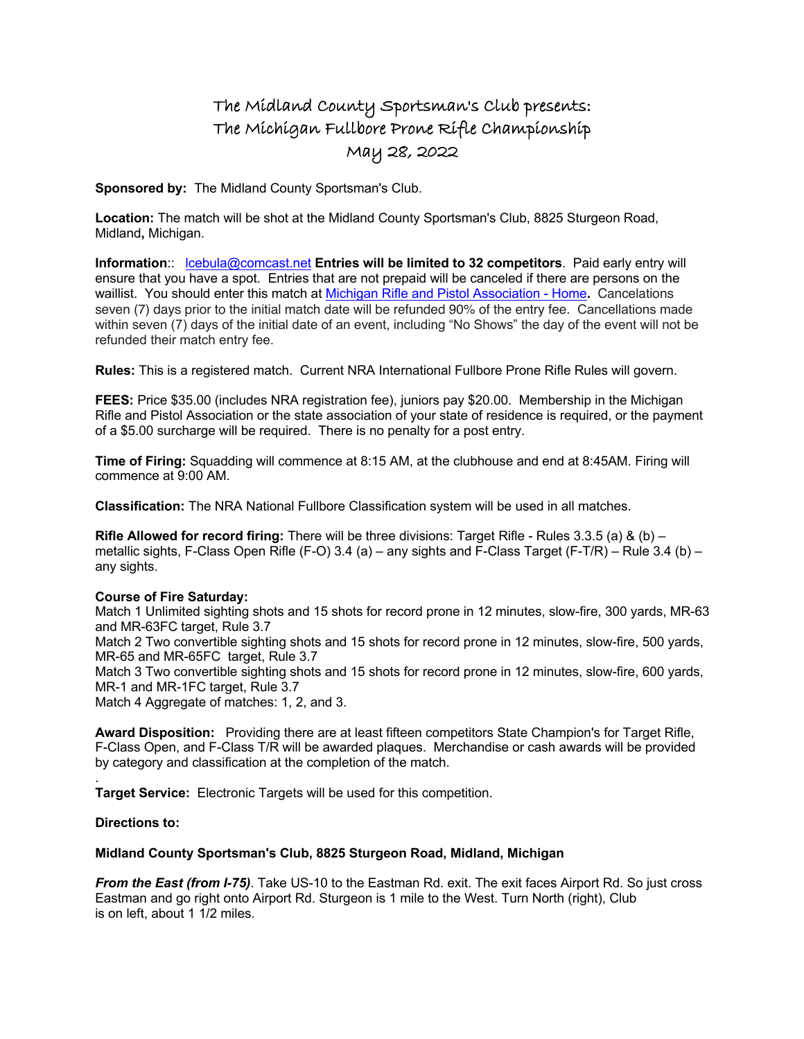# The Midland County Sportsman's Club presents:
# The Michigan Fullbore Prone Rifle Championship
# May 28, 2022

**Sponsored by:** The Midland County Sportsman's Club.

**Location:** The match will be shot at the Midland County Sportsman's Club, 8825 Sturgeon Road, Midland**,** Michigan.

**Information**:: lcebula@comcast.net **Entries will be limited to 32 competitors**. Paid early entry will ensure that you have a spot. Entries that are not prepaid will be canceled if there are persons on the waillist. You should enter this match at Michigan Rifle and Pistol Association - Home**.** Cancelations seven (7) days prior to the initial match date will be refunded 90% of the entry fee. Cancellations made within seven (7) days of the initial date of an event, including "No Shows" the day of the event will not be refunded their match entry fee.

**Rules:** This is a registered match. Current NRA International Fullbore Prone Rifle Rules will govern.

**FEES:** Price $35.00 (includes NRA registration fee), juniors pay $20.00. Membership in the Michigan Rifle and Pistol Association or the state association of your state of residence is required, or the payment of a $5.00 surcharge will be required. There is no penalty for a post entry.

**Time of Firing:** Squadding will commence at 8:15 AM, at the clubhouse and end at 8:45AM. Firing will commence at 9:00 AM.

**Classification:** The NRA National Fullbore Classification system will be used in all matches.

**Rifle Allowed for record firing:** There will be three divisions: Target Rifle - Rules 3.3.5 (a) & (b) – metallic sights, F-Class Open Rifle (F-O) 3.4 (a) – any sights and F-Class Target (F-T/R) – Rule 3.4 (b) – any sights.

**Course of Fire Saturday:**
Match 1 Unlimited sighting shots and 15 shots for record prone in 12 minutes, slow-fire, 300 yards, MR-63 and MR-63FC target, Rule 3.7
Match 2 Two convertible sighting shots and 15 shots for record prone in 12 minutes, slow-fire, 500 yards, MR-65 and MR-65FC target, Rule 3.7
Match 3 Two convertible sighting shots and 15 shots for record prone in 12 minutes, slow-fire, 600 yards, MR-1 and MR-1FC target, Rule 3.7
Match 4 Aggregate of matches: 1, 2, and 3.

**Award Disposition:** Providing there are at least fifteen competitors State Champion's for Target Rifle, F-Class Open, and F-Class T/R will be awarded plaques. Merchandise or cash awards will be provided by category and classification at the completion of the match.

.
**Target Service:** Electronic Targets will be used for this competition.

**Directions to:**

**Midland County Sportsman's Club, 8825 Sturgeon Road, Midland, Michigan**

***From the East (from I-75)***. Take US-10 to the Eastman Rd. exit. The exit faces Airport Rd. So just cross Eastman and go right onto Airport Rd. Sturgeon is 1 mile to the West. Turn North (right), Club is on left, about 1 1/2 miles.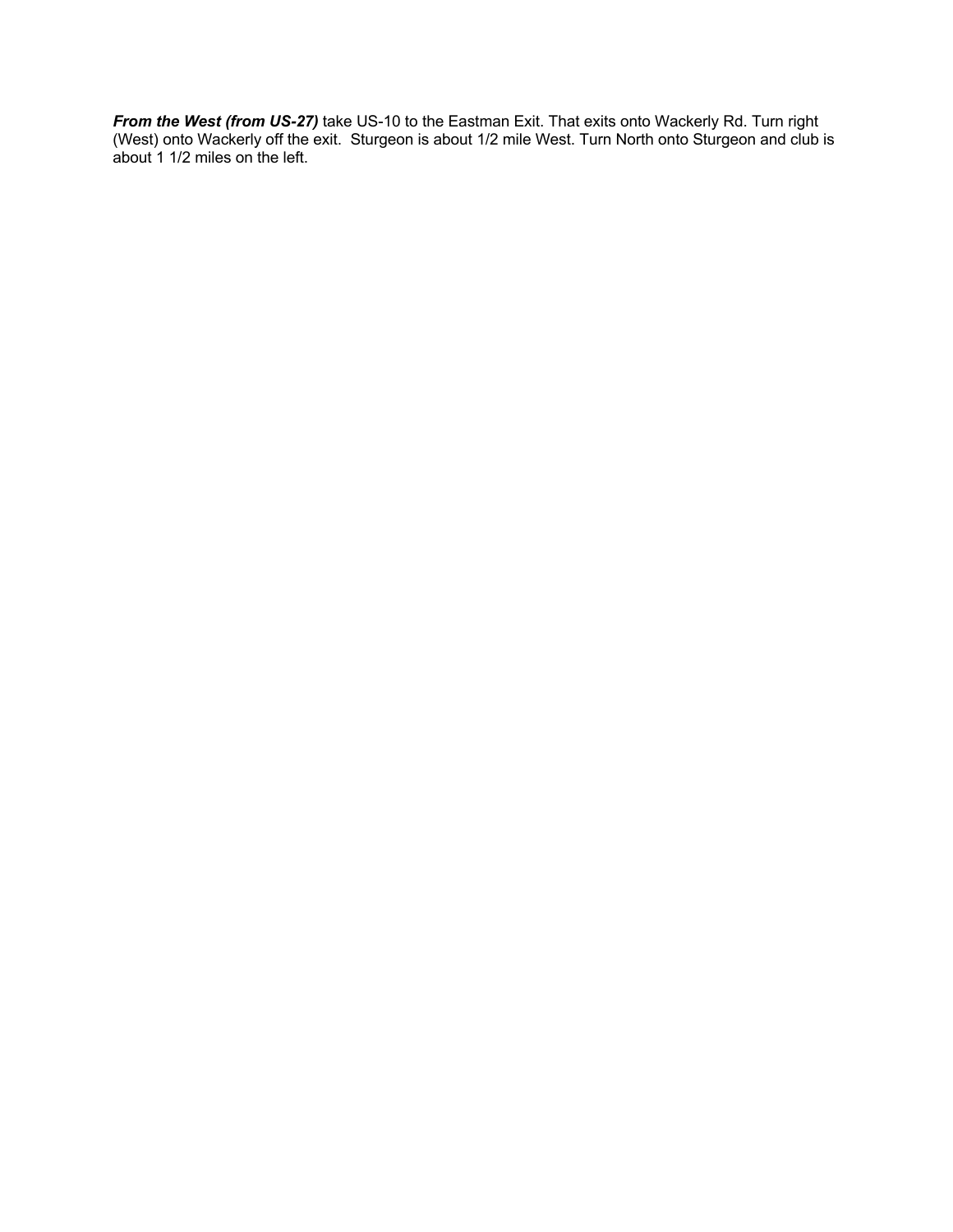***From the West (from US-27)*** take US-10 to the Eastman Exit. That exits onto Wackerly Rd. Turn right (West) onto Wackerly off the exit. Sturgeon is about 1/2 mile West. Turn North onto Sturgeon and club is about 1 1/2 miles on the left.